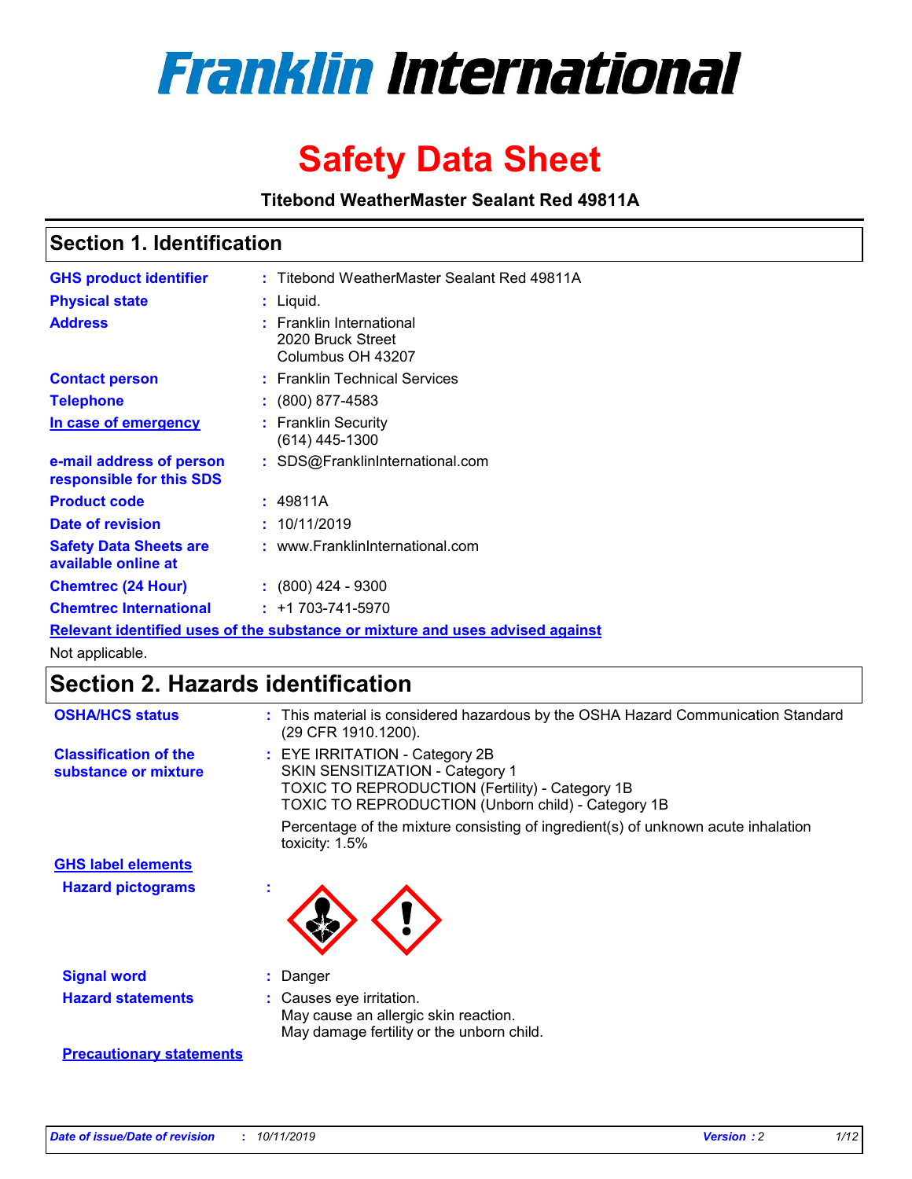# Franklin International

# Safety Data Sheet

**Titebond WeatherMaster Sealant Red 49811A**

## Section 1. Identification

| | | |
|---|---|---|
| **GHS product identifier** | : | Titebond WeatherMaster Sealant Red 49811A |
| **Physical state** | : | Liquid. |
| **Address** | : | Franklin International<br>2020 Bruck Street<br>Columbus OH 43207 |
| **Contact person** | : | Franklin Technical Services |
| **Telephone** | : | (800) 877-4583 |
| **In case of emergency** | : | Franklin Security<br>(614) 445-1300 |
| **e-mail address of person responsible for this SDS** | : | SDS@FranklinInternational.com |
| **Product code** | : | 49811A |
| **Date of revision** | : | 10/11/2019 |
| **Safety Data Sheets are available online at** | : | www.FranklinInternational.com |
| **Chemtrec (24 Hour)** | : | (800) 424 - 9300 |
| **Chemtrec International** | : | +1 703-741-5970 |

**Relevant identified uses of the substance or mixture and uses advised against**

Not applicable.

## Section 2. Hazards identification

| | | |
|---|---|---|
| **OSHA/HCS status** | : | This material is considered hazardous by the OSHA Hazard Communication Standard (29 CFR 1910.1200). |
| **Classification of the substance or mixture** | : | EYE IRRITATION - Category 2B<br>SKIN SENSITIZATION - Category 1<br>TOXIC TO REPRODUCTION (Fertility) - Category 1B<br>TOXIC TO REPRODUCTION (Unborn child) - Category 1B<br><br>Percentage of the mixture consisting of ingredient(s) of unknown acute inhalation toxicity: 1.5% |

**GHS label elements**

| | | |
|---|---|---|
| **Hazard pictograms** | : | |
| **Signal word** | : | Danger |
| **Hazard statements** | : | Causes eye irritation.<br>May cause an allergic skin reaction.<br>May damage fertility or the unborn child. |

**Precautionary statements**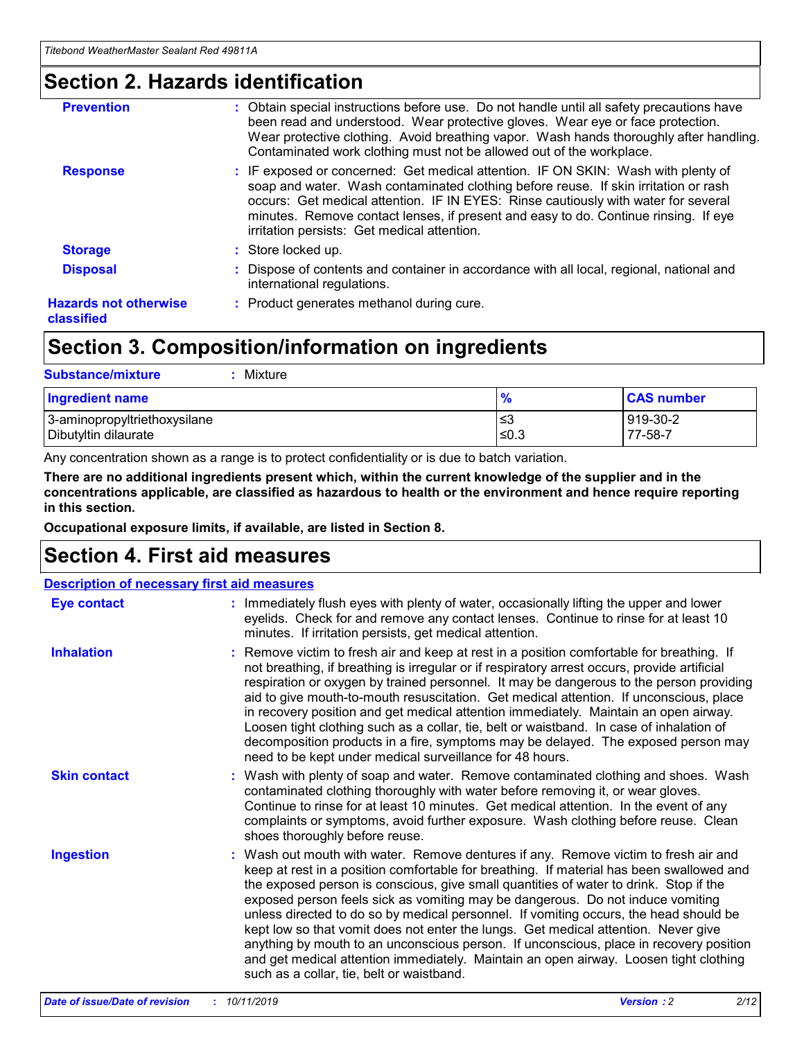## Section 2. Hazards identification

| | |
|---|---|
| **Prevention** | : Obtain special instructions before use. Do not handle until all safety precautions have been read and understood. Wear protective gloves. Wear eye or face protection. Wear protective clothing. Avoid breathing vapor. Wash hands thoroughly after handling. Contaminated work clothing must not be allowed out of the workplace. |
| **Response** | : IF exposed or concerned: Get medical attention. IF ON SKIN: Wash with plenty of soap and water. Wash contaminated clothing before reuse. If skin irritation or rash occurs: Get medical attention. IF IN EYES: Rinse cautiously with water for several minutes. Remove contact lenses, if present and easy to do. Continue rinsing. If eye irritation persists: Get medical attention. |
| **Storage** | : Store locked up. |
| **Disposal** | : Dispose of contents and container in accordance with all local, regional, national and international regulations. |
| **Hazards not otherwise classified** | : Product generates methanol during cure. |

## Section 3. Composition/information on ingredients

**Substance/mixture** : Mixture

| Ingredient name | % | CAS number |
|---|---|---|
| 3-aminopropyltriethoxysilane | ≤3 | 919-30-2 |
| Dibutyltin dilaurate | ≤0.3 | 77-58-7 |

Any concentration shown as a range is to protect confidentiality or is due to batch variation.

**There are no additional ingredients present which, within the current knowledge of the supplier and in the concentrations applicable, are classified as hazardous to health or the environment and hence require reporting in this section.**

**Occupational exposure limits, if available, are listed in Section 8.**

## Section 4. First aid measures

**Description of necessary first aid measures**

| | |
|---|---|
| **Eye contact** | : Immediately flush eyes with plenty of water, occasionally lifting the upper and lower eyelids. Check for and remove any contact lenses. Continue to rinse for at least 10 minutes. If irritation persists, get medical attention. |
| **Inhalation** | : Remove victim to fresh air and keep at rest in a position comfortable for breathing. If not breathing, if breathing is irregular or if respiratory arrest occurs, provide artificial respiration or oxygen by trained personnel. It may be dangerous to the person providing aid to give mouth-to-mouth resuscitation. Get medical attention. If unconscious, place in recovery position and get medical attention immediately. Maintain an open airway. Loosen tight clothing such as a collar, tie, belt or waistband. In case of inhalation of decomposition products in a fire, symptoms may be delayed. The exposed person may need to be kept under medical surveillance for 48 hours. |
| **Skin contact** | : Wash with plenty of soap and water. Remove contaminated clothing and shoes. Wash contaminated clothing thoroughly with water before removing it, or wear gloves. Continue to rinse for at least 10 minutes. Get medical attention. In the event of any complaints or symptoms, avoid further exposure. Wash clothing before reuse. Clean shoes thoroughly before reuse. |
| **Ingestion** | : Wash out mouth with water. Remove dentures if any. Remove victim to fresh air and keep at rest in a position comfortable for breathing. If material has been swallowed and the exposed person is conscious, give small quantities of water to drink. Stop if the exposed person feels sick as vomiting may be dangerous. Do not induce vomiting unless directed to do so by medical personnel. If vomiting occurs, the head should be kept low so that vomit does not enter the lungs. Get medical attention. Never give anything by mouth to an unconscious person. If unconscious, place in recovery position and get medical attention immediately. Maintain an open airway. Loosen tight clothing such as a collar, tie, belt or waistband. |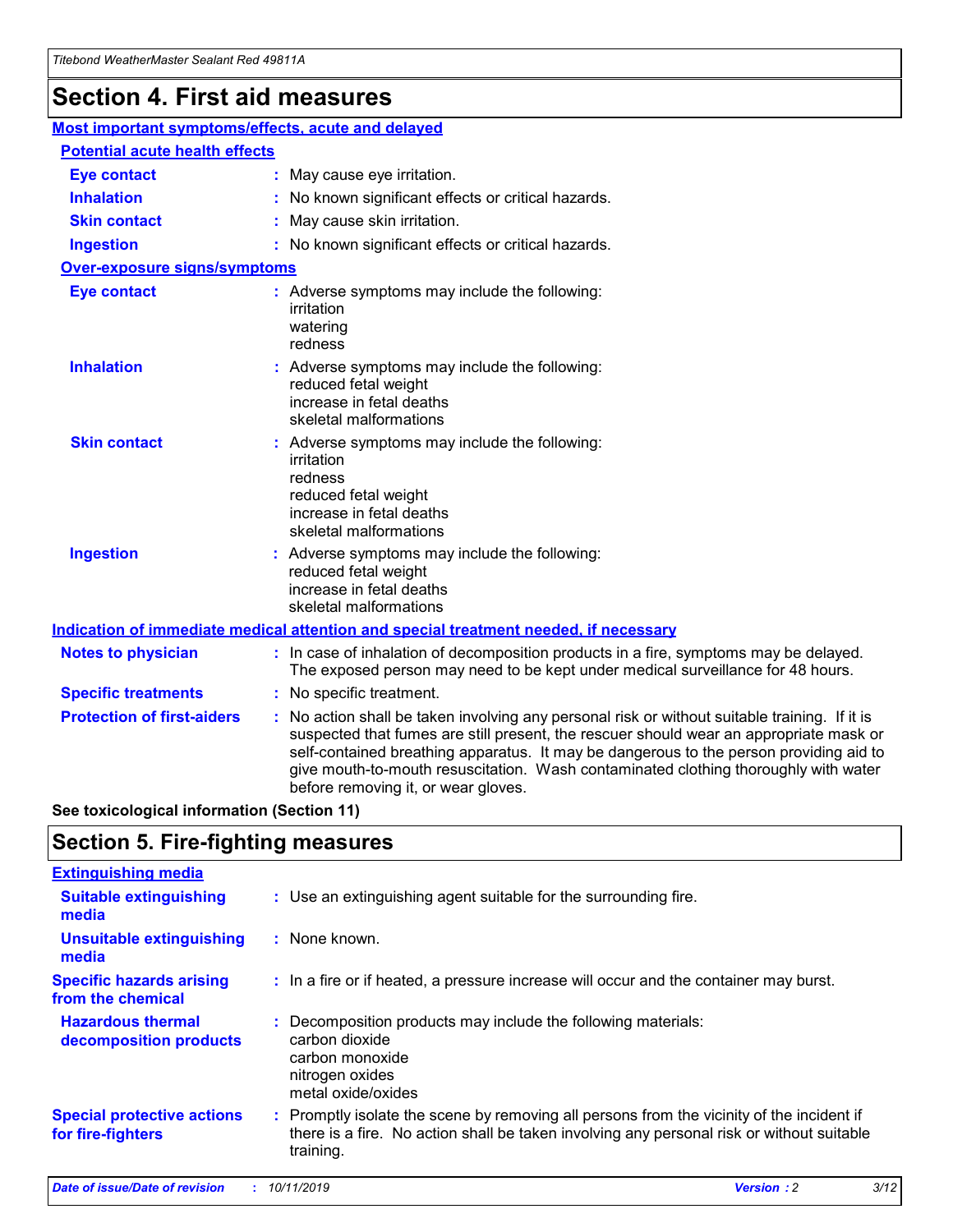# Section 4. First aid measures

## Most important symptoms/effects, acute and delayed

### Potential acute health effects

**Eye contact** : May cause eye irritation.

**Inhalation** : No known significant effects or critical hazards.

**Skin contact** : May cause skin irritation.

**Ingestion** : No known significant effects or critical hazards.

### Over-exposure signs/symptoms

**Eye contact** : Adverse symptoms may include the following:
irritation
watering
redness

**Inhalation** : Adverse symptoms may include the following:
reduced fetal weight
increase in fetal deaths
skeletal malformations

**Skin contact** : Adverse symptoms may include the following:
irritation
redness
reduced fetal weight
increase in fetal deaths
skeletal malformations

**Ingestion** : Adverse symptoms may include the following:
reduced fetal weight
increase in fetal deaths
skeletal malformations

## Indication of immediate medical attention and special treatment needed, if necessary

**Notes to physician** : In case of inhalation of decomposition products in a fire, symptoms may be delayed. The exposed person may need to be kept under medical surveillance for 48 hours.

**Specific treatments** : No specific treatment.

**Protection of first-aiders** : No action shall be taken involving any personal risk or without suitable training. If it is suspected that fumes are still present, the rescuer should wear an appropriate mask or self-contained breathing apparatus. It may be dangerous to the person providing aid to give mouth-to-mouth resuscitation. Wash contaminated clothing thoroughly with water before removing it, or wear gloves.

**See toxicological information (Section 11)**

# Section 5. Fire-fighting measures

## Extinguishing media

**Suitable extinguishing media** : Use an extinguishing agent suitable for the surrounding fire.

**Unsuitable extinguishing media** : None known.

**Specific hazards arising from the chemical** : In a fire or if heated, a pressure increase will occur and the container may burst.

**Hazardous thermal decomposition products** : Decomposition products may include the following materials:
carbon dioxide
carbon monoxide
nitrogen oxides
metal oxide/oxides

**Special protective actions for fire-fighters** : Promptly isolate the scene by removing all persons from the vicinity of the incident if there is a fire. No action shall be taken involving any personal risk or without suitable training.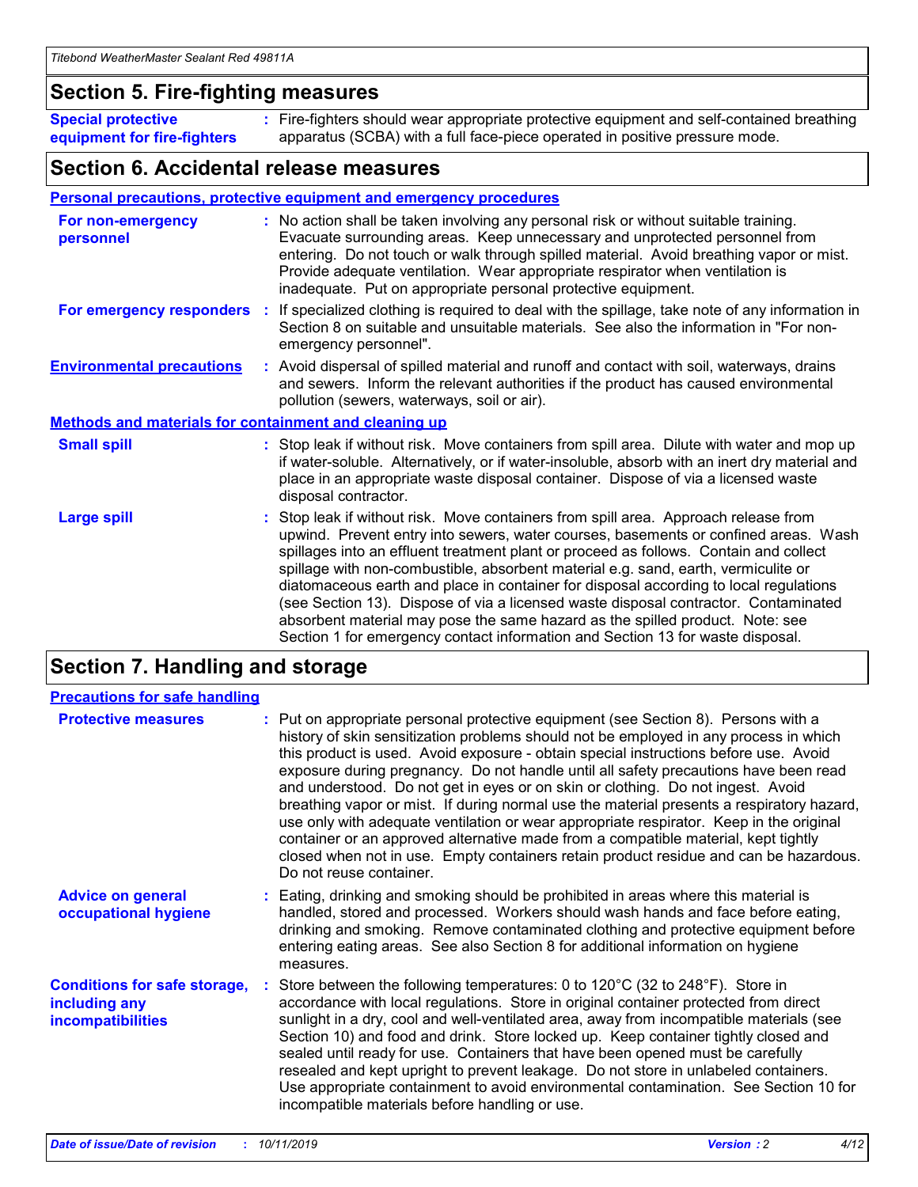## Section 5. Fire-fighting measures

**Special protective equipment for fire-fighters** : Fire-fighters should wear appropriate protective equipment and self-contained breathing apparatus (SCBA) with a full face-piece operated in positive pressure mode.

## Section 6. Accidental release measures

### Personal precautions, protective equipment and emergency procedures

**For non-emergency personnel** : No action shall be taken involving any personal risk or without suitable training. Evacuate surrounding areas. Keep unnecessary and unprotected personnel from entering. Do not touch or walk through spilled material. Avoid breathing vapor or mist. Provide adequate ventilation. Wear appropriate respirator when ventilation is inadequate. Put on appropriate personal protective equipment.

**For emergency responders** : If specialized clothing is required to deal with the spillage, take note of any information in Section 8 on suitable and unsuitable materials. See also the information in "For non-emergency personnel".

**Environmental precautions** : Avoid dispersal of spilled material and runoff and contact with soil, waterways, drains and sewers. Inform the relevant authorities if the product has caused environmental pollution (sewers, waterways, soil or air).

### Methods and materials for containment and cleaning up

**Small spill** : Stop leak if without risk. Move containers from spill area. Dilute with water and mop up if water-soluble. Alternatively, or if water-insoluble, absorb with an inert dry material and place in an appropriate waste disposal container. Dispose of via a licensed waste disposal contractor.

**Large spill** : Stop leak if without risk. Move containers from spill area. Approach release from upwind. Prevent entry into sewers, water courses, basements or confined areas. Wash spillages into an effluent treatment plant or proceed as follows. Contain and collect spillage with non-combustible, absorbent material e.g. sand, earth, vermiculite or diatomaceous earth and place in container for disposal according to local regulations (see Section 13). Dispose of via a licensed waste disposal contractor. Contaminated absorbent material may pose the same hazard as the spilled product. Note: see Section 1 for emergency contact information and Section 13 for waste disposal.

## Section 7. Handling and storage

### Precautions for safe handling

**Protective measures** : Put on appropriate personal protective equipment (see Section 8). Persons with a history of skin sensitization problems should not be employed in any process in which this product is used. Avoid exposure - obtain special instructions before use. Avoid exposure during pregnancy. Do not handle until all safety precautions have been read and understood. Do not get in eyes or on skin or clothing. Do not ingest. Avoid breathing vapor or mist. If during normal use the material presents a respiratory hazard, use only with adequate ventilation or wear appropriate respirator. Keep in the original container or an approved alternative made from a compatible material, kept tightly closed when not in use. Empty containers retain product residue and can be hazardous. Do not reuse container.

**Advice on general occupational hygiene** : Eating, drinking and smoking should be prohibited in areas where this material is handled, stored and processed. Workers should wash hands and face before eating, drinking and smoking. Remove contaminated clothing and protective equipment before entering eating areas. See also Section 8 for additional information on hygiene measures.

**Conditions for safe storage, including any incompatibilities** : Store between the following temperatures: 0 to 120°C (32 to 248°F). Store in accordance with local regulations. Store in original container protected from direct sunlight in a dry, cool and well-ventilated area, away from incompatible materials (see Section 10) and food and drink. Store locked up. Keep container tightly closed and sealed until ready for use. Containers that have been opened must be carefully resealed and kept upright to prevent leakage. Do not store in unlabeled containers. Use appropriate containment to avoid environmental contamination. See Section 10 for incompatible materials before handling or use.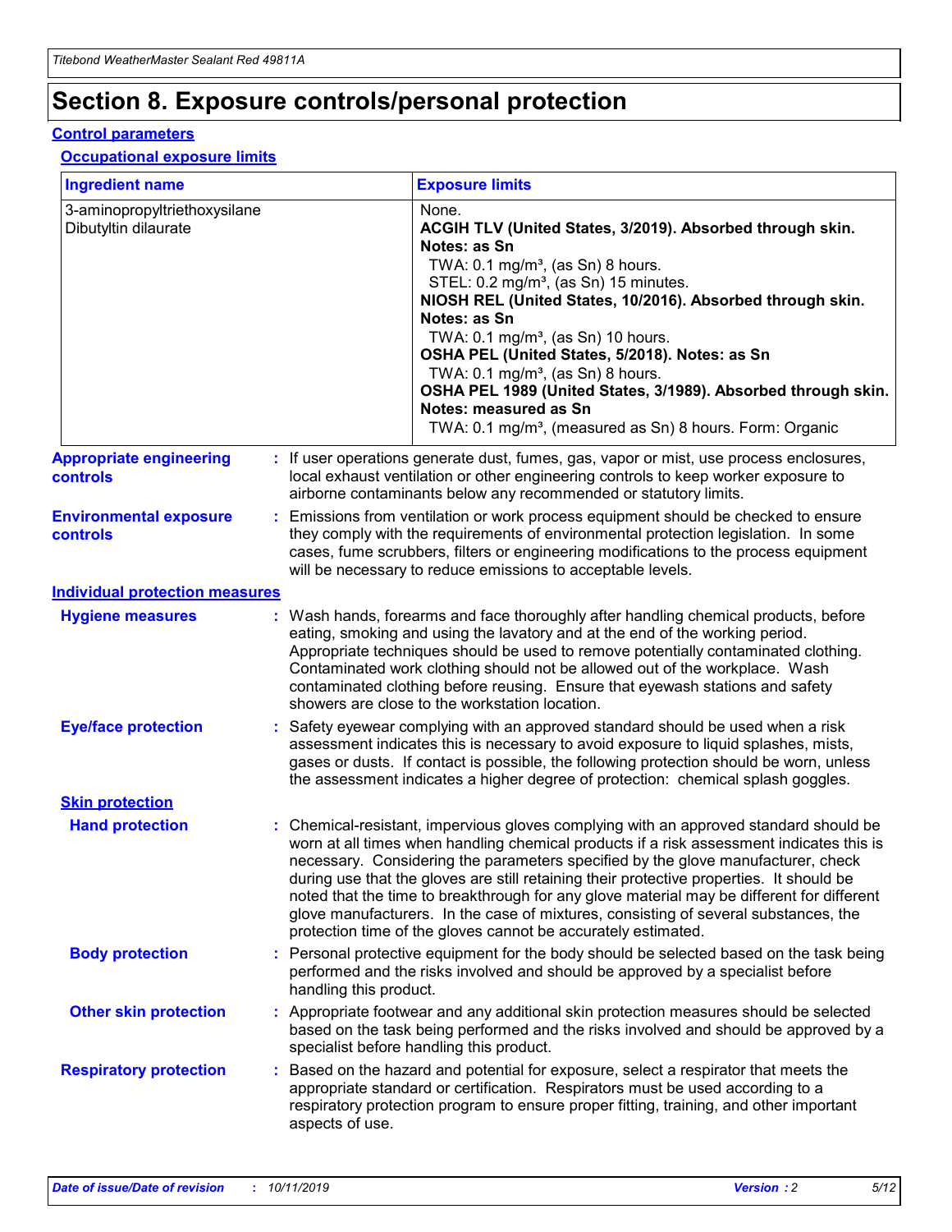# Section 8. Exposure controls/personal protection

## Control parameters

### Occupational exposure limits

| Ingredient name | Exposure limits |
|---|---|
| 3-aminopropyltriethoxysilane<br>Dibutyltin dilaurate | None.<br>**ACGIH TLV (United States, 3/2019). Absorbed through skin. Notes: as Sn**<br>TWA: 0.1 mg/m³, (as Sn) 8 hours.<br>STEL: 0.2 mg/m³, (as Sn) 15 minutes.<br>**NIOSH REL (United States, 10/2016). Absorbed through skin. Notes: as Sn**<br>TWA: 0.1 mg/m³, (as Sn) 10 hours.<br>**OSHA PEL (United States, 5/2018). Notes: as Sn**<br>TWA: 0.1 mg/m³, (as Sn) 8 hours.<br>**OSHA PEL 1989 (United States, 3/1989). Absorbed through skin. Notes: measured as Sn**<br>TWA: 0.1 mg/m³, (measured as Sn) 8 hours. Form: Organic |

**Appropriate engineering controls** : If user operations generate dust, fumes, gas, vapor or mist, use process enclosures, local exhaust ventilation or other engineering controls to keep worker exposure to airborne contaminants below any recommended or statutory limits.

**Environmental exposure controls** : Emissions from ventilation or work process equipment should be checked to ensure they comply with the requirements of environmental protection legislation. In some cases, fume scrubbers, filters or engineering modifications to the process equipment will be necessary to reduce emissions to acceptable levels.

## Individual protection measures

**Hygiene measures** : Wash hands, forearms and face thoroughly after handling chemical products, before eating, smoking and using the lavatory and at the end of the working period. Appropriate techniques should be used to remove potentially contaminated clothing. Contaminated work clothing should not be allowed out of the workplace. Wash contaminated clothing before reusing. Ensure that eyewash stations and safety showers are close to the workstation location.

**Eye/face protection** : Safety eyewear complying with an approved standard should be used when a risk assessment indicates this is necessary to avoid exposure to liquid splashes, mists, gases or dusts. If contact is possible, the following protection should be worn, unless the assessment indicates a higher degree of protection: chemical splash goggles.

### Skin protection

**Hand protection** : Chemical-resistant, impervious gloves complying with an approved standard should be worn at all times when handling chemical products if a risk assessment indicates this is necessary. Considering the parameters specified by the glove manufacturer, check during use that the gloves are still retaining their protective properties. It should be noted that the time to breakthrough for any glove material may be different for different glove manufacturers. In the case of mixtures, consisting of several substances, the protection time of the gloves cannot be accurately estimated.

**Body protection** : Personal protective equipment for the body should be selected based on the task being performed and the risks involved and should be approved by a specialist before handling this product.

**Other skin protection** : Appropriate footwear and any additional skin protection measures should be selected based on the task being performed and the risks involved and should be approved by a specialist before handling this product.

**Respiratory protection** : Based on the hazard and potential for exposure, select a respirator that meets the appropriate standard or certification. Respirators must be used according to a respiratory protection program to ensure proper fitting, training, and other important aspects of use.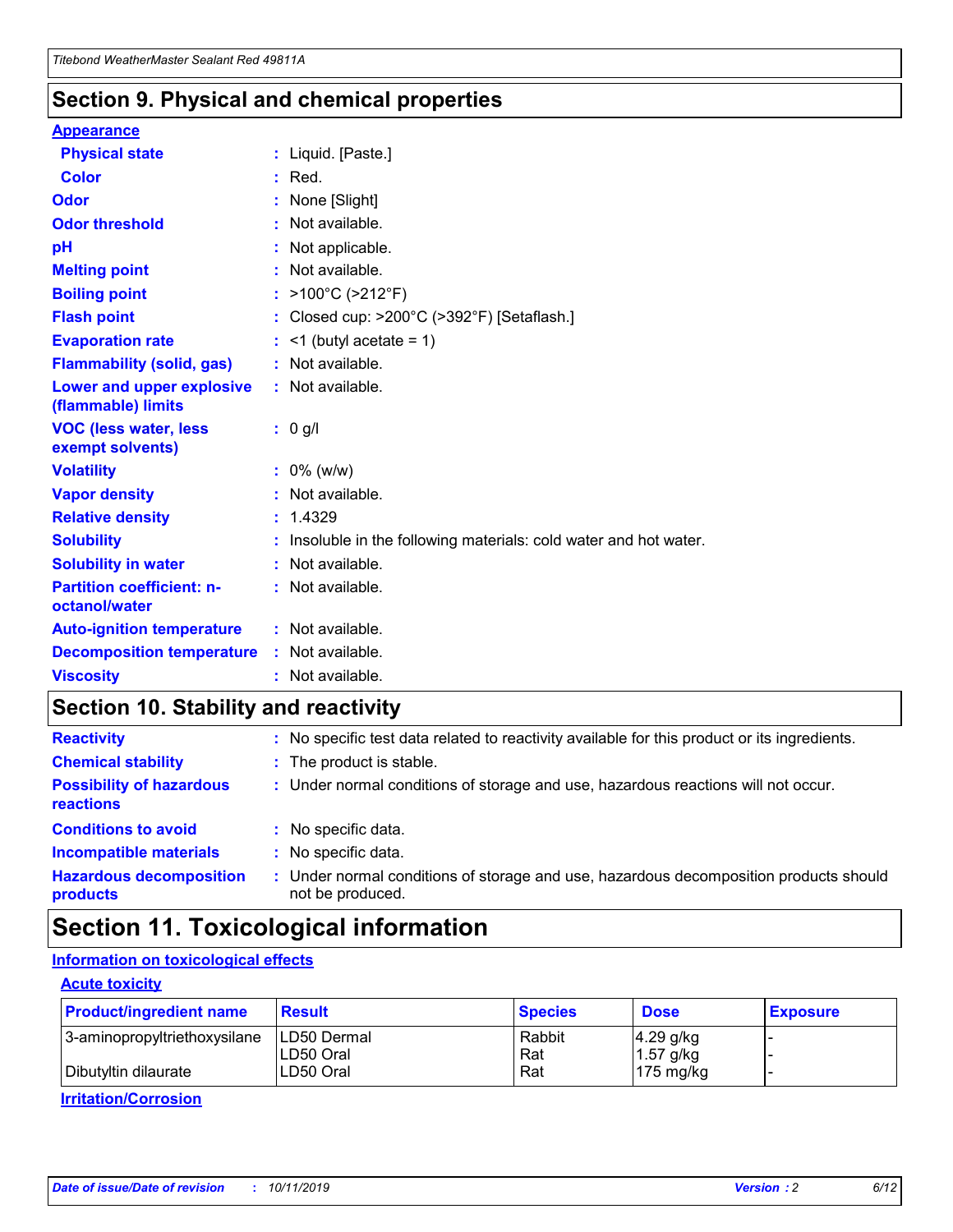## Section 9. Physical and chemical properties

### Appearance

| | |
|---|---|
| **Physical state** | : Liquid. [Paste.] |
| **Color** | : Red. |
| **Odor** | : None [Slight] |
| **Odor threshold** | : Not available. |
| **pH** | : Not applicable. |
| **Melting point** | : Not available. |
| **Boiling point** | : >100°C (>212°F) |
| **Flash point** | : Closed cup: >200°C (>392°F) [Setaflash.] |
| **Evaporation rate** | : <1 (butyl acetate = 1) |
| **Flammability (solid, gas)** | : Not available. |
| **Lower and upper explosive (flammable) limits** | : Not available. |
| **VOC (less water, less exempt solvents)** | : 0 g/l |
| **Volatility** | : 0% (w/w) |
| **Vapor density** | : Not available. |
| **Relative density** | : 1.4329 |
| **Solubility** | : Insoluble in the following materials: cold water and hot water. |
| **Solubility in water** | : Not available. |
| **Partition coefficient: n-octanol/water** | : Not available. |
| **Auto-ignition temperature** | : Not available. |
| **Decomposition temperature** | : Not available. |
| **Viscosity** | : Not available. |

## Section 10. Stability and reactivity

| | |
|---|---|
| **Reactivity** | : No specific test data related to reactivity available for this product or its ingredients. |
| **Chemical stability** | : The product is stable. |
| **Possibility of hazardous reactions** | : Under normal conditions of storage and use, hazardous reactions will not occur. |
| **Conditions to avoid** | : No specific data. |
| **Incompatible materials** | : No specific data. |
| **Hazardous decomposition products** | : Under normal conditions of storage and use, hazardous decomposition products should not be produced. |

## Section 11. Toxicological information

### Information on toxicological effects

#### Acute toxicity

| Product/ingredient name | Result | Species | Dose | Exposure |
|---|---|---|---|---|
| 3-aminopropyltriethoxysilane | LD50 Dermal | Rabbit | 4.29 g/kg | - |
| | LD50 Oral | Rat | 1.57 g/kg | - |
| Dibutyltin dilaurate | LD50 Oral | Rat | 175 mg/kg | - |

#### Irritation/Corrosion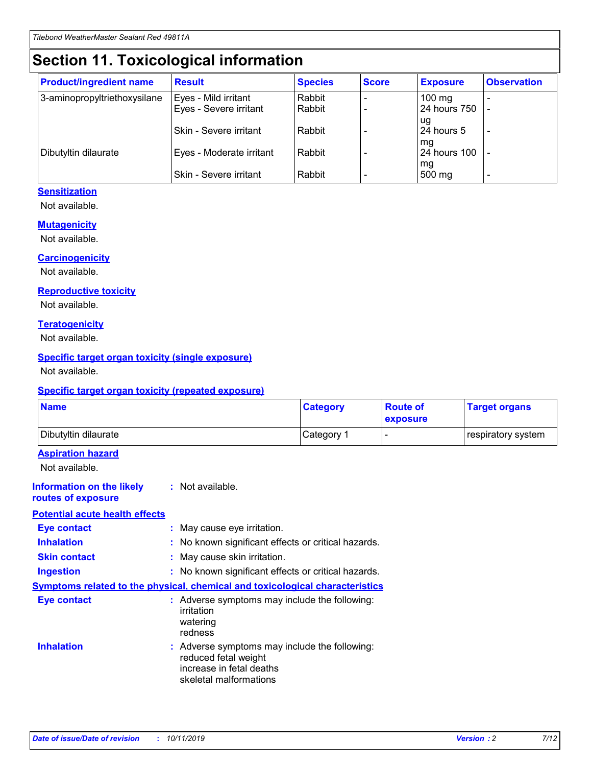# Section 11. Toxicological information

| Product/ingredient name | Result | Species | Score | Exposure | Observation |
|---|---|---|---|---|---|
| 3-aminopropyltriethoxysilane | Eyes - Mild irritant | Rabbit | - | 100 mg | - |
| | Eyes - Severe irritant | Rabbit | - | 24 hours 750 ug | - |
| | Skin - Severe irritant | Rabbit | - | 24 hours 5 mg | - |
| Dibutyltin dilaurate | Eyes - Moderate irritant | Rabbit | - | 24 hours 100 mg | - |
| | Skin - Severe irritant | Rabbit | - | 500 mg | - |

### Sensitization

Not available.

### Mutagenicity

Not available.

### Carcinogenicity

Not available.

### Reproductive toxicity

Not available.

### Teratogenicity

Not available.

### Specific target organ toxicity (single exposure)

Not available.

### Specific target organ toxicity (repeated exposure)

| Name | Category | Route of exposure | Target organs |
|---|---|---|---|
| Dibutyltin dilaurate | Category 1 | - | respiratory system |

### Aspiration hazard

Not available.

**Information on the likely routes of exposure** : Not available.

### Potential acute health effects

**Eye contact** : May cause eye irritation.

**Inhalation** : No known significant effects or critical hazards.

**Skin contact** : May cause skin irritation.

**Ingestion** : No known significant effects or critical hazards.

### Symptoms related to the physical, chemical and toxicological characteristics

**Eye contact** : Adverse symptoms may include the following:
irritation
watering
redness

**Inhalation** : Adverse symptoms may include the following:
reduced fetal weight
increase in fetal deaths
skeletal malformations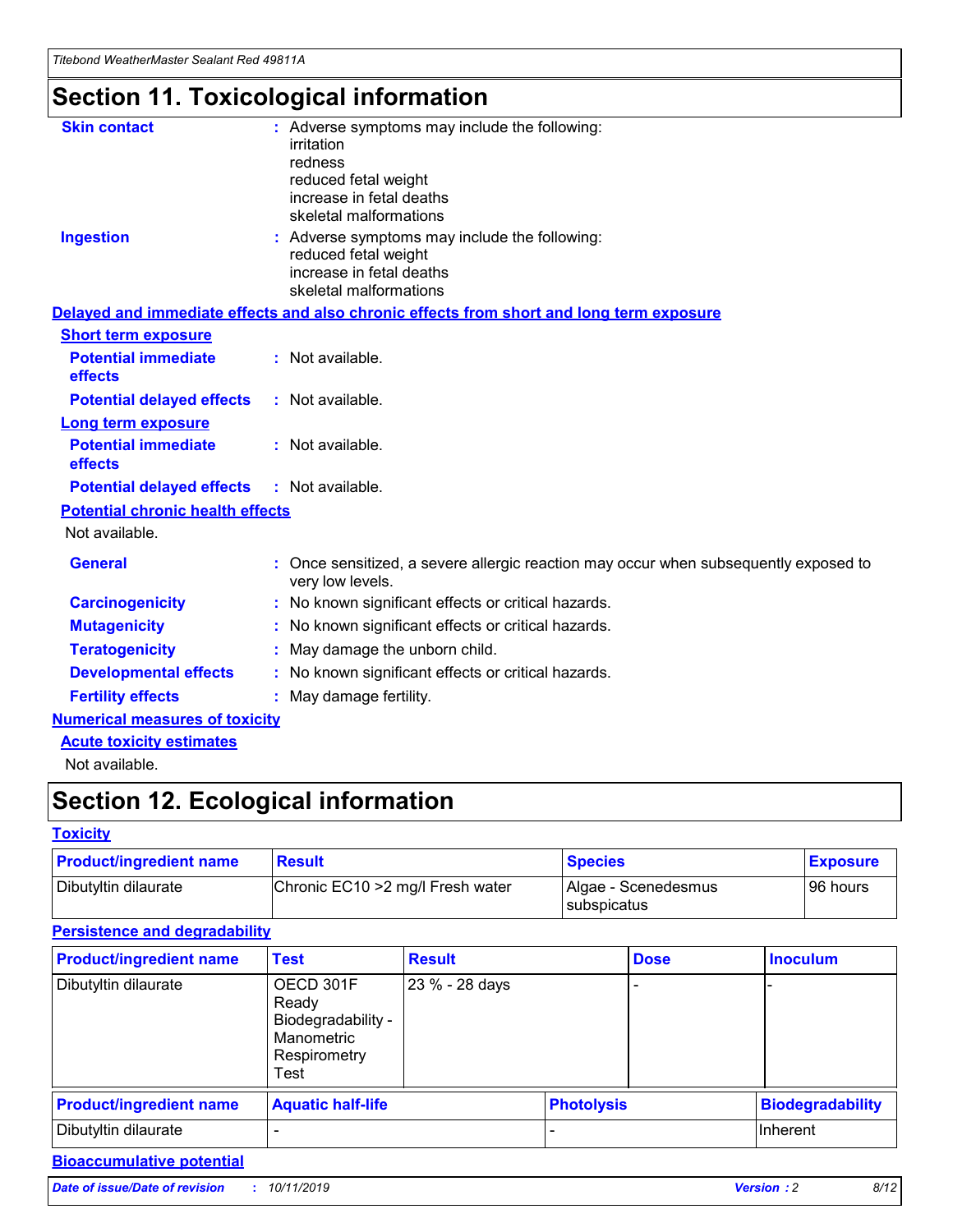# Section 11. Toxicological information

**Skin contact** : Adverse symptoms may include the following:
irritation
redness
reduced fetal weight
increase in fetal deaths
skeletal malformations

**Ingestion** : Adverse symptoms may include the following:
reduced fetal weight
increase in fetal deaths
skeletal malformations

**Delayed and immediate effects and also chronic effects from short and long term exposure**

**Short term exposure**

**Potential immediate effects** : Not available.

**Potential delayed effects** : Not available.

**Long term exposure**

**Potential immediate effects** : Not available.

**Potential delayed effects** : Not available.

**Potential chronic health effects**

Not available.

**General** : Once sensitized, a severe allergic reaction may occur when subsequently exposed to very low levels.

**Carcinogenicity** : No known significant effects or critical hazards.

**Mutagenicity** : No known significant effects or critical hazards.

**Teratogenicity** : May damage the unborn child.

**Developmental effects** : No known significant effects or critical hazards.

**Fertility effects** : May damage fertility.

**Numerical measures of toxicity**

**Acute toxicity estimates**

Not available.

# Section 12. Ecological information

**Toxicity**

| Product/ingredient name | Result | Species | Exposure |
|---|---|---|---|
| Dibutyltin dilaurate | Chronic EC10 >2 mg/l Fresh water | Algae - Scenedesmus subspicatus | 96 hours |

**Persistence and degradability**

| Product/ingredient name | Test | Result | Dose | Inoculum |
|---|---|---|---|---|
| Dibutyltin dilaurate | OECD 301F Ready Biodegradability - Manometric Respirometry Test | 23 % - 28 days | - | - |

| Product/ingredient name | Aquatic half-life | Photolysis | Biodegradability |
|---|---|---|---|
| Dibutyltin dilaurate | - | - | Inherent |

**Bioaccumulative potential**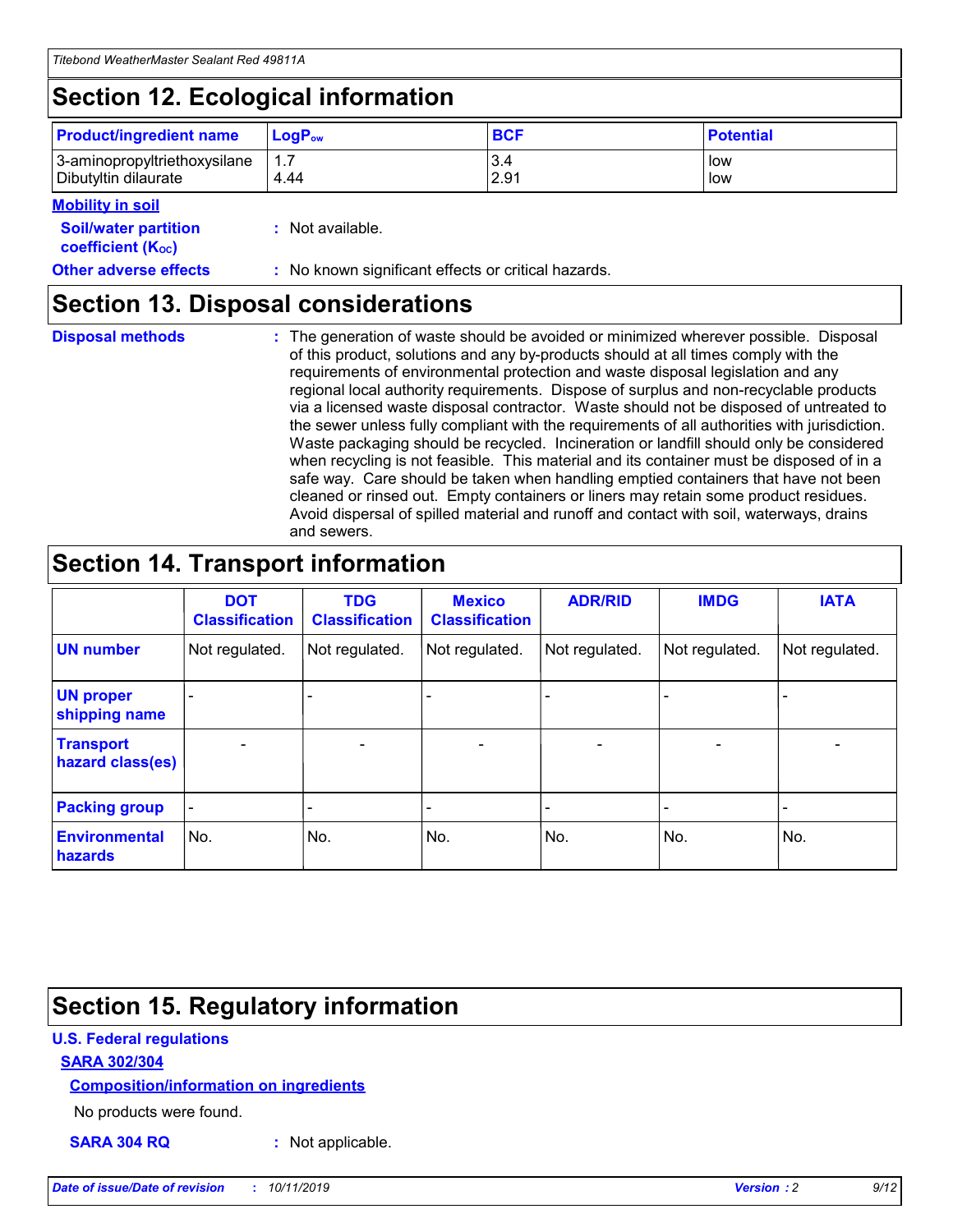## Section 12. Ecological information

| Product/ingredient name | $LogP_{ow}$ | BCF | Potential |
|---|---|---|---|
| 3-aminopropyltriethoxysilane | 1.7 | 3.4 | low |
| Dibutyltin dilaurate | 4.44 | 2.91 | low |

**Mobility in soil**

**Soil/water partition coefficient ($K_{OC}$)** : Not available.

**Other adverse effects** : No known significant effects or critical hazards.

## Section 13. Disposal considerations

**Disposal methods** : The generation of waste should be avoided or minimized wherever possible. Disposal of this product, solutions and any by-products should at all times comply with the requirements of environmental protection and waste disposal legislation and any regional local authority requirements. Dispose of surplus and non-recyclable products via a licensed waste disposal contractor. Waste should not be disposed of untreated to the sewer unless fully compliant with the requirements of all authorities with jurisdiction. Waste packaging should be recycled. Incineration or landfill should only be considered when recycling is not feasible. This material and its container must be disposed of in a safe way. Care should be taken when handling emptied containers that have not been cleaned or rinsed out. Empty containers or liners may retain some product residues. Avoid dispersal of spilled material and runoff and contact with soil, waterways, drains and sewers.

## Section 14. Transport information

| | DOT Classification | TDG Classification | Mexico Classification | ADR/RID | IMDG | IATA |
|---|---|---|---|---|---|---|
| UN number | Not regulated. | Not regulated. | Not regulated. | Not regulated. | Not regulated. | Not regulated. |
| UN proper shipping name | - | - | - | - | - | - |
| Transport hazard class(es) | - | - | - | - | - | - |
| Packing group | - | - | - | - | - | - |
| Environmental hazards | No. | No. | No. | No. | No. | No. |

## Section 15. Regulatory information

**U.S. Federal regulations**

**SARA 302/304**

**Composition/information on ingredients**

No products were found.

**SARA 304 RQ** : Not applicable.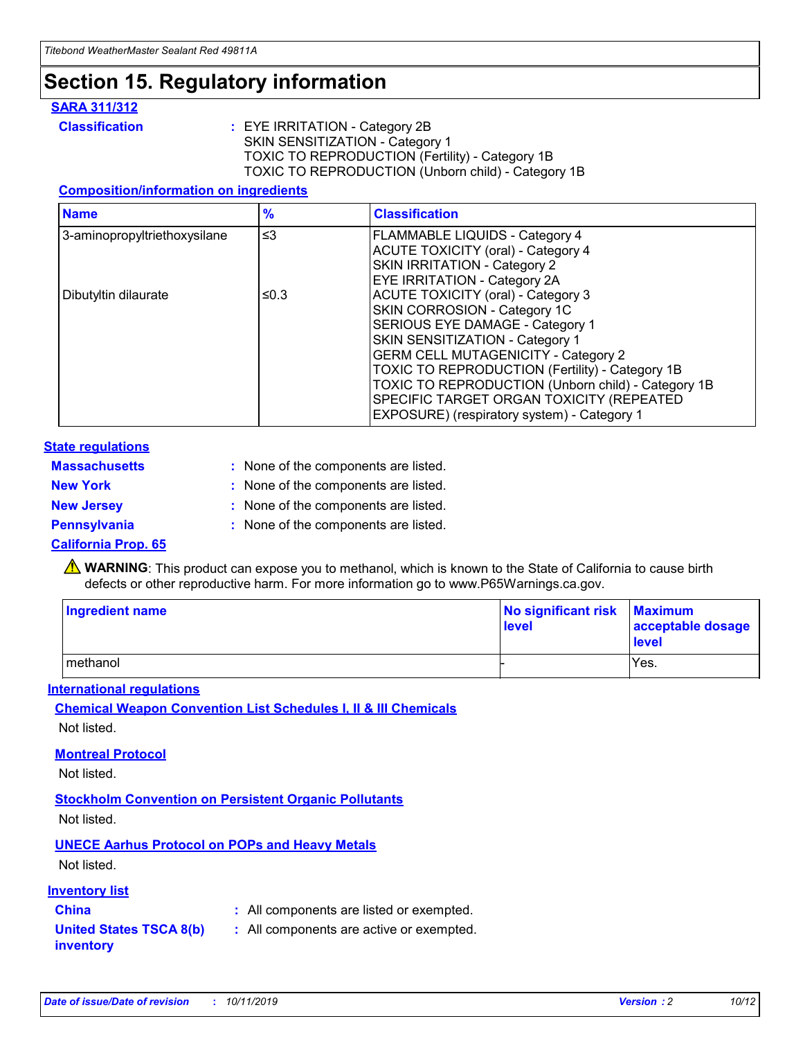# Section 15. Regulatory information

## SARA 311/312

**Classification** : EYE IRRITATION - Category 2B
SKIN SENSITIZATION - Category 1
TOXIC TO REPRODUCTION (Fertility) - Category 1B
TOXIC TO REPRODUCTION (Unborn child) - Category 1B

### Composition/information on ingredients

| Name | % | Classification |
|---|---|---|
| 3-aminopropyltriethoxysilane | ≤3 | FLAMMABLE LIQUIDS - Category 4<br>ACUTE TOXICITY (oral) - Category 4<br>SKIN IRRITATION - Category 2<br>EYE IRRITATION - Category 2A |
| Dibutyltin dilaurate | ≤0.3 | ACUTE TOXICITY (oral) - Category 3<br>SKIN CORROSION - Category 1C<br>SERIOUS EYE DAMAGE - Category 1<br>SKIN SENSITIZATION - Category 1<br>GERM CELL MUTAGENICITY - Category 2<br>TOXIC TO REPRODUCTION (Fertility) - Category 1B<br>TOXIC TO REPRODUCTION (Unborn child) - Category 1B<br>SPECIFIC TARGET ORGAN TOXICITY (REPEATED EXPOSURE) (respiratory system) - Category 1 |

## State regulations

**Massachusetts** : None of the components are listed.

**New York** : None of the components are listed.

**New Jersey** : None of the components are listed.

**Pennsylvania** : None of the components are listed.

## California Prop. 65

⚠ **WARNING**: This product can expose you to methanol, which is known to the State of California to cause birth defects or other reproductive harm. For more information go to www.P65Warnings.ca.gov.

| Ingredient name | No significant risk level | Maximum acceptable dosage level |
|---|---|---|
| methanol | - | Yes. |

## International regulations

### Chemical Weapon Convention List Schedules I, II & III Chemicals

Not listed.

### Montreal Protocol

Not listed.

### Stockholm Convention on Persistent Organic Pollutants

Not listed.

### UNECE Aarhus Protocol on POPs and Heavy Metals

Not listed.

## Inventory list

**China** : All components are listed or exempted.

**United States TSCA 8(b) inventory** : All components are active or exempted.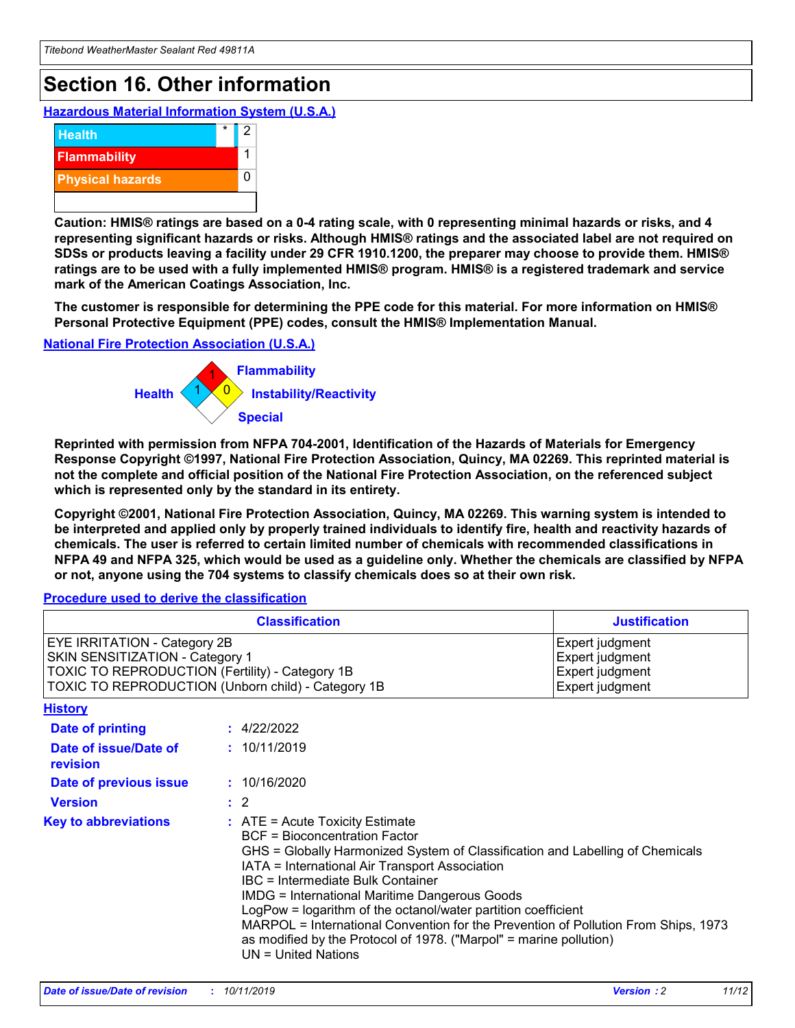# Section 16. Other information

### Hazardous Material Information System (U.S.A.)

| | | |
|---|---|---|
| Health | * | 2 |
| Flammability | | 1 |
| Physical hazards | | 0 |
| | | |

**Caution: HMIS® ratings are based on a 0-4 rating scale, with 0 representing minimal hazards or risks, and 4 representing significant hazards or risks. Although HMIS® ratings and the associated label are not required on SDSs or products leaving a facility under 29 CFR 1910.1200, the preparer may choose to provide them. HMIS® ratings are to be used with a fully implemented HMIS® program. HMIS® is a registered trademark and service mark of the American Coatings Association, Inc.**

**The customer is responsible for determining the PPE code for this material. For more information on HMIS® Personal Protective Equipment (PPE) codes, consult the HMIS® Implementation Manual.**

### National Fire Protection Association (U.S.A.)

Flammability: 1
Health: 1
Instability/Reactivity: 0
Special:

**Reprinted with permission from NFPA 704-2001, Identification of the Hazards of Materials for Emergency Response Copyright ©1997, National Fire Protection Association, Quincy, MA 02269. This reprinted material is not the complete and official position of the National Fire Protection Association, on the referenced subject which is represented only by the standard in its entirety.**

**Copyright ©2001, National Fire Protection Association, Quincy, MA 02269. This warning system is intended to be interpreted and applied only by properly trained individuals to identify fire, health and reactivity hazards of chemicals. The user is referred to certain limited number of chemicals with recommended classifications in NFPA 49 and NFPA 325, which would be used as a guideline only. Whether the chemicals are classified by NFPA or not, anyone using the 704 systems to classify chemicals does so at their own risk.**

### Procedure used to derive the classification

| Classification | Justification |
|---|---|
| EYE IRRITATION - Category 2B | Expert judgment |
| SKIN SENSITIZATION - Category 1 | Expert judgment |
| TOXIC TO REPRODUCTION (Fertility) - Category 1B | Expert judgment |
| TOXIC TO REPRODUCTION (Unborn child) - Category 1B | Expert judgment |

### History

**Date of printing** : 4/22/2022

**Date of issue/Date of revision** : 10/11/2019

**Date of previous issue** : 10/16/2020

**Version** : 2

**Key to abbreviations** :
ATE = Acute Toxicity Estimate
BCF = Bioconcentration Factor
GHS = Globally Harmonized System of Classification and Labelling of Chemicals
IATA = International Air Transport Association
IBC = Intermediate Bulk Container
IMDG = International Maritime Dangerous Goods
LogPow = logarithm of the octanol/water partition coefficient
MARPOL = International Convention for the Prevention of Pollution From Ships, 1973 as modified by the Protocol of 1978. ("Marpol" = marine pollution)
UN = United Nations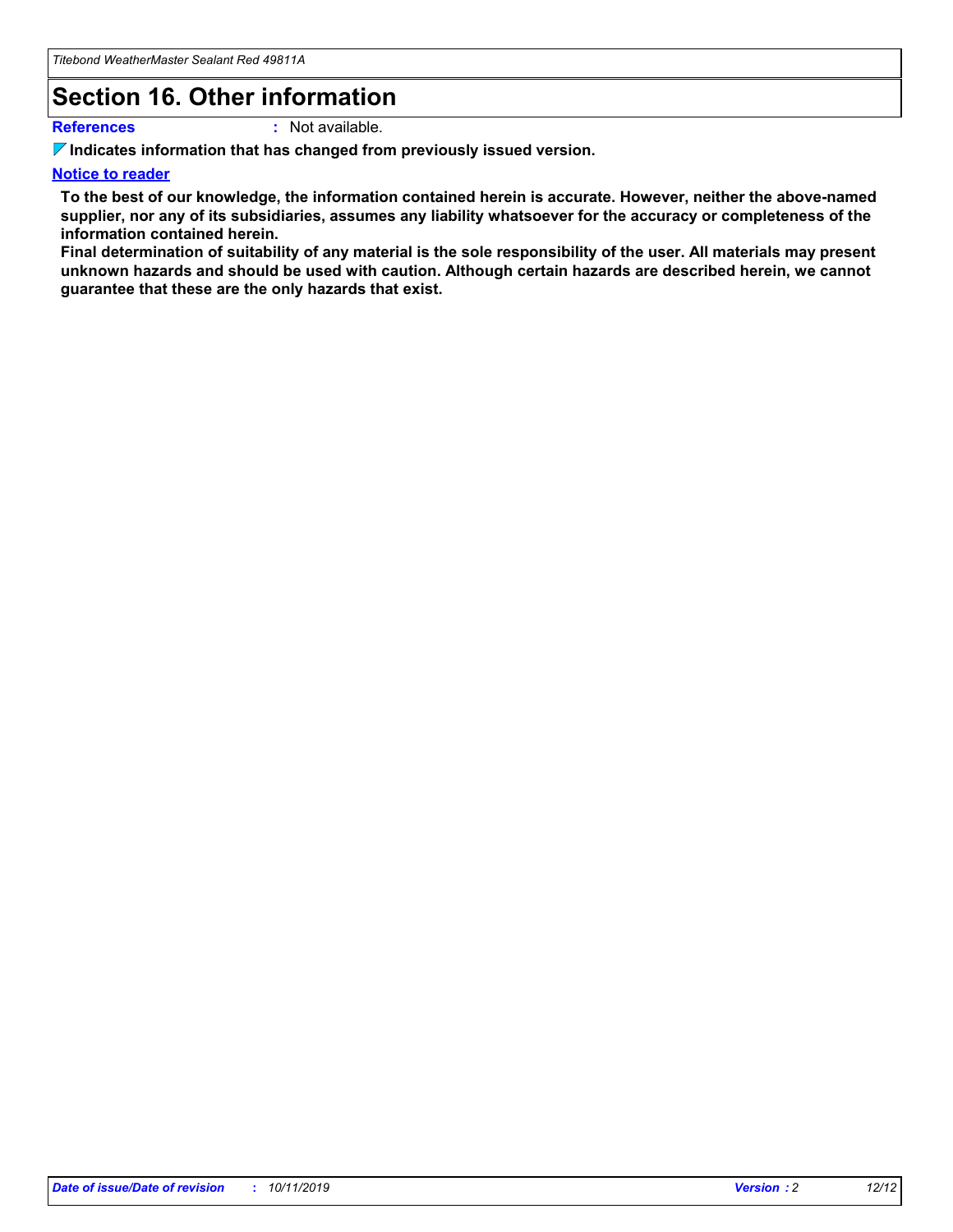# Section 16. Other information

**References** : Not available.

**Indicates information that has changed from previously issued version.**

**Notice to reader**

**To the best of our knowledge, the information contained herein is accurate. However, neither the above-named supplier, nor any of its subsidiaries, assumes any liability whatsoever for the accuracy or completeness of the information contained herein.**

**Final determination of suitability of any material is the sole responsibility of the user. All materials may present unknown hazards and should be used with caution. Although certain hazards are described herein, we cannot guarantee that these are the only hazards that exist.**